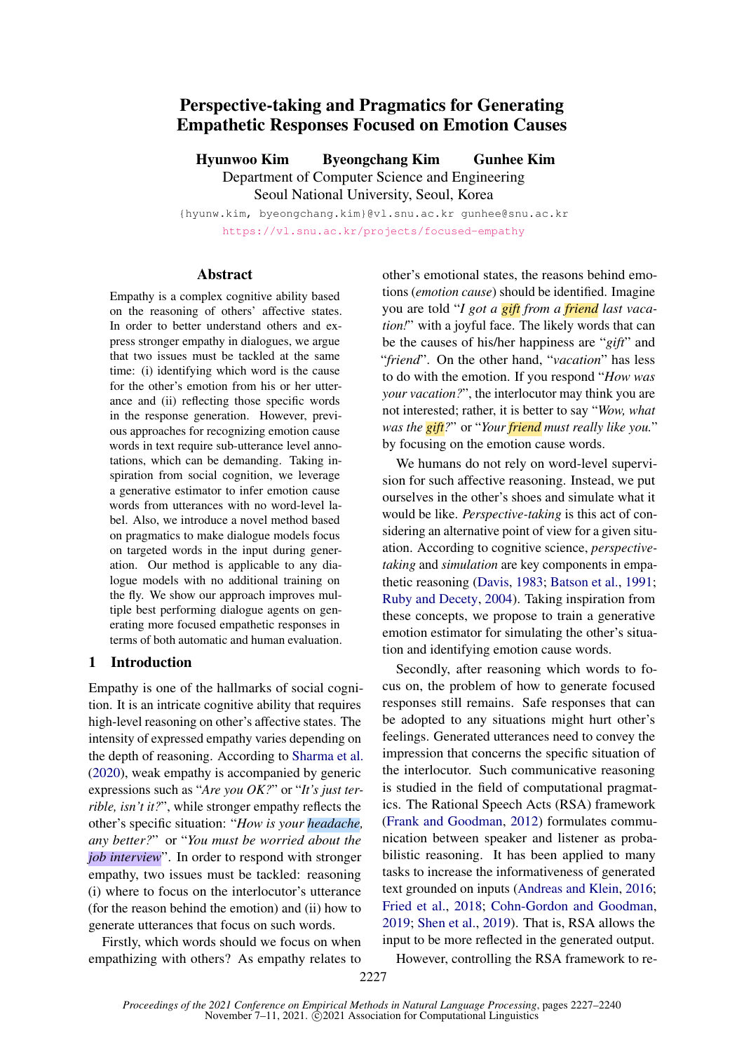# Perspective-taking and Pragmatics for Generating Empathetic Responses Focused on Emotion Causes

**Hyunwoo Kim  Byeongchang Kim  Gunhee Kim**

Department of Computer Science and Engineering
Seoul National University, Seoul, Korea

{hyunw.kim, byeongchang.kim}@vl.snu.ac.kr gunhee@snu.ac.kr

https://vl.snu.ac.kr/projects/focused-empathy

## Abstract

Empathy is a complex cognitive ability based on the reasoning of others' affective states. In order to better understand others and express stronger empathy in dialogues, we argue that two issues must be tackled at the same time: (i) identifying which word is the cause for the other's emotion from his or her utterance and (ii) reflecting those specific words in the response generation. However, previous approaches for recognizing emotion cause words in text require sub-utterance level annotations, which can be demanding. Taking inspiration from social cognition, we leverage a generative estimator to infer emotion cause words from utterances with no word-level label. Also, we introduce a novel method based on pragmatics to make dialogue models focus on targeted words in the input during generation. Our method is applicable to any dialogue models with no additional training on the fly. We show our approach improves multiple best performing dialogue agents on generating more focused empathetic responses in terms of both automatic and human evaluation.

## 1 Introduction

Empathy is one of the hallmarks of social cognition. It is an intricate cognitive ability that requires high-level reasoning on other's affective states. The intensity of expressed empathy varies depending on the depth of reasoning. According to Sharma et al. (2020), weak empathy is accompanied by generic expressions such as "*Are you OK?*" or "*It's just terrible, isn't it?*", while stronger empathy reflects the other's specific situation: "*How is your headache, any better?*" or "*You must be worried about the job interview*". In order to respond with stronger empathy, two issues must be tackled: reasoning (i) where to focus on the interlocutor's utterance (for the reason behind the emotion) and (ii) how to generate utterances that focus on such words.

Firstly, which words should we focus on when empathizing with others? As empathy relates to other's emotional states, the reasons behind emotions (*emotion cause*) should be identified. Imagine you are told "*I got a gift from a friend last vacation!*" with a joyful face. The likely words that can be the causes of his/her happiness are "*gift*" and "*friend*". On the other hand, "*vacation*" has less to do with the emotion. If you respond "*How was your vacation?*", the interlocutor may think you are not interested; rather, it is better to say "*Wow, what was the gift?*" or "*Your friend must really like you.*" by focusing on the emotion cause words.

We humans do not rely on word-level supervision for such affective reasoning. Instead, we put ourselves in the other's shoes and simulate what it would be like. *Perspective-taking* is this act of considering an alternative point of view for a given situation. According to cognitive science, *perspective-taking* and *simulation* are key components in empathetic reasoning (Davis, 1983; Batson et al., 1991; Ruby and Decety, 2004). Taking inspiration from these concepts, we propose to train a generative emotion estimator for simulating the other's situation and identifying emotion cause words.

Secondly, after reasoning which words to focus on, the problem of how to generate focused responses still remains. Safe responses that can be adopted to any situations might hurt other's feelings. Generated utterances need to convey the impression that concerns the specific situation of the interlocutor. Such communicative reasoning is studied in the field of computational pragmatics. The Rational Speech Acts (RSA) framework (Frank and Goodman, 2012) formulates communication between speaker and listener as probabilistic reasoning. It has been applied to many tasks to increase the informativeness of generated text grounded on inputs (Andreas and Klein, 2016; Fried et al., 2018; Cohn-Gordon and Goodman, 2019; Shen et al., 2019). That is, RSA allows the input to be more reflected in the generated output.

However, controlling the RSA framework to re-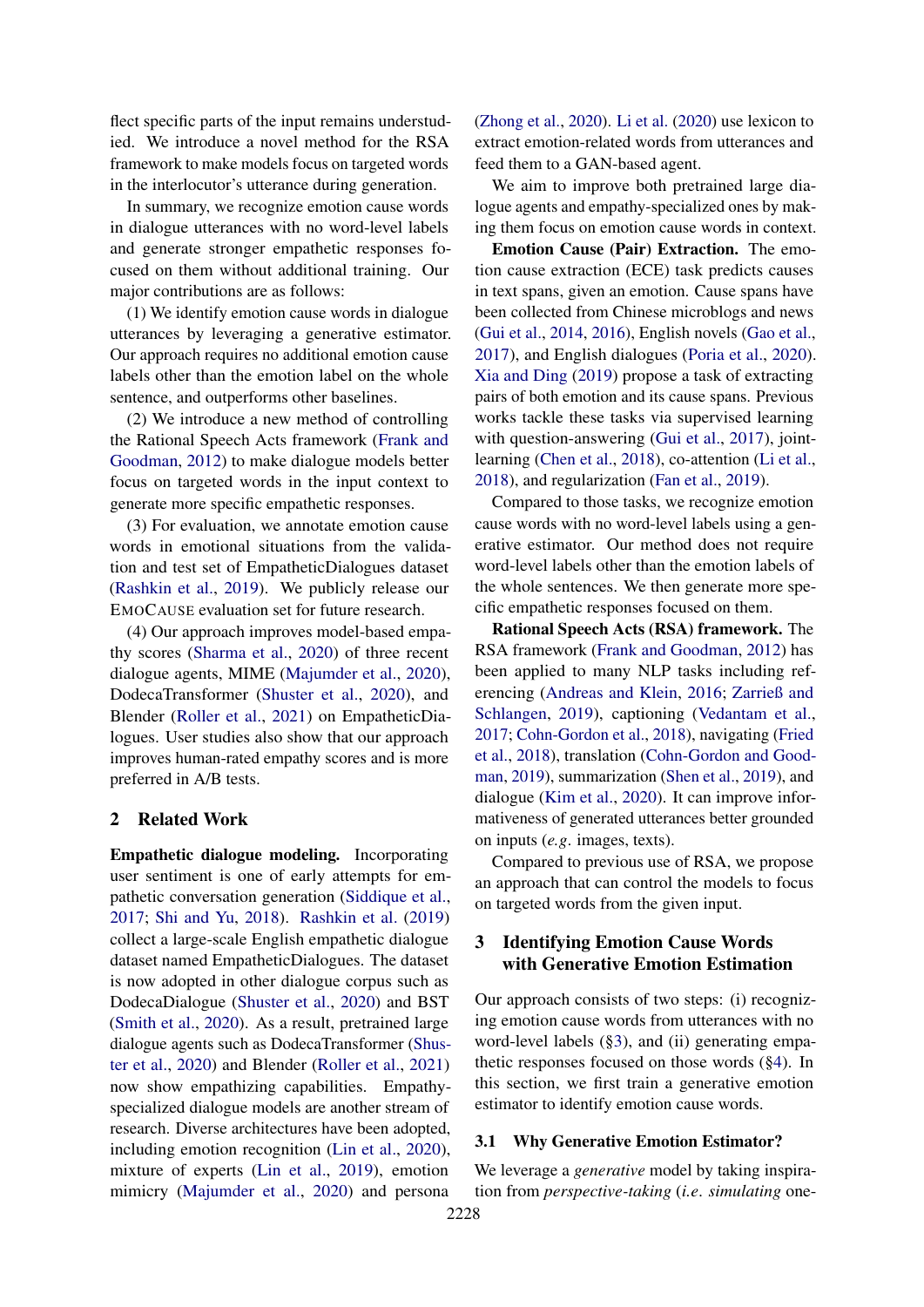flect specific parts of the input remains understudied. We introduce a novel method for the RSA framework to make models focus on targeted words in the interlocutor's utterance during generation.

In summary, we recognize emotion cause words in dialogue utterances with no word-level labels and generate stronger empathetic responses focused on them without additional training. Our major contributions are as follows:

(1) We identify emotion cause words in dialogue utterances by leveraging a generative estimator. Our approach requires no additional emotion cause labels other than the emotion label on the whole sentence, and outperforms other baselines.

(2) We introduce a new method of controlling the Rational Speech Acts framework (Frank and Goodman, 2012) to make dialogue models better focus on targeted words in the input context to generate more specific empathetic responses.

(3) For evaluation, we annotate emotion cause words in emotional situations from the validation and test set of EmpatheticDialogues dataset (Rashkin et al., 2019). We publicly release our EmoCause evaluation set for future research.

(4) Our approach improves model-based empathy scores (Sharma et al., 2020) of three recent dialogue agents, MIME (Majumder et al., 2020), DodecaTransformer (Shuster et al., 2020), and Blender (Roller et al., 2021) on EmpatheticDialogues. User studies also show that our approach improves human-rated empathy scores and is more preferred in A/B tests.

## 2 Related Work

**Empathetic dialogue modeling.** Incorporating user sentiment is one of early attempts for empathetic conversation generation (Siddique et al., 2017; Shi and Yu, 2018). Rashkin et al. (2019) collect a large-scale English empathetic dialogue dataset named EmpatheticDialogues. The dataset is now adopted in other dialogue corpus such as DodecaDialogue (Shuster et al., 2020) and BST (Smith et al., 2020). As a result, pretrained large dialogue agents such as DodecaTransformer (Shuster et al., 2020) and Blender (Roller et al., 2021) now show empathizing capabilities. Empathy-specialized dialogue models are another stream of research. Diverse architectures have been adopted, including emotion recognition (Lin et al., 2020), mixture of experts (Lin et al., 2019), emotion mimicry (Majumder et al., 2020) and persona (Zhong et al., 2020). Li et al. (2020) use lexicon to extract emotion-related words from utterances and feed them to a GAN-based agent.

We aim to improve both pretrained large dialogue agents and empathy-specialized ones by making them focus on emotion cause words in context.

**Emotion Cause (Pair) Extraction.** The emotion cause extraction (ECE) task predicts causes in text spans, given an emotion. Cause spans have been collected from Chinese microblogs and news (Gui et al., 2014, 2016), English novels (Gao et al., 2017), and English dialogues (Poria et al., 2020). Xia and Ding (2019) propose a task of extracting pairs of both emotion and its cause spans. Previous works tackle these tasks via supervised learning with question-answering (Gui et al., 2017), joint-learning (Chen et al., 2018), co-attention (Li et al., 2018), and regularization (Fan et al., 2019).

Compared to those tasks, we recognize emotion cause words with no word-level labels using a generative estimator. Our method does not require word-level labels other than the emotion labels of the whole sentences. We then generate more specific empathetic responses focused on them.

**Rational Speech Acts (RSA) framework.** The RSA framework (Frank and Goodman, 2012) has been applied to many NLP tasks including referencing (Andreas and Klein, 2016; Zarrieß and Schlangen, 2019), captioning (Vedantam et al., 2017; Cohn-Gordon et al., 2018), navigating (Fried et al., 2018), translation (Cohn-Gordon and Goodman, 2019), summarization (Shen et al., 2019), and dialogue (Kim et al., 2020). It can improve informativeness of generated utterances better grounded on inputs (*e.g.* images, texts).

Compared to previous use of RSA, we propose an approach that can control the models to focus on targeted words from the given input.

## 3 Identifying Emotion Cause Words with Generative Emotion Estimation

Our approach consists of two steps: (i) recognizing emotion cause words from utterances with no word-level labels (§3), and (ii) generating empathetic responses focused on those words (§4). In this section, we first train a generative emotion estimator to identify emotion cause words.

### 3.1 Why Generative Emotion Estimator?

We leverage a *generative* model by taking inspiration from *perspective-taking* (*i.e.* *simulating* one-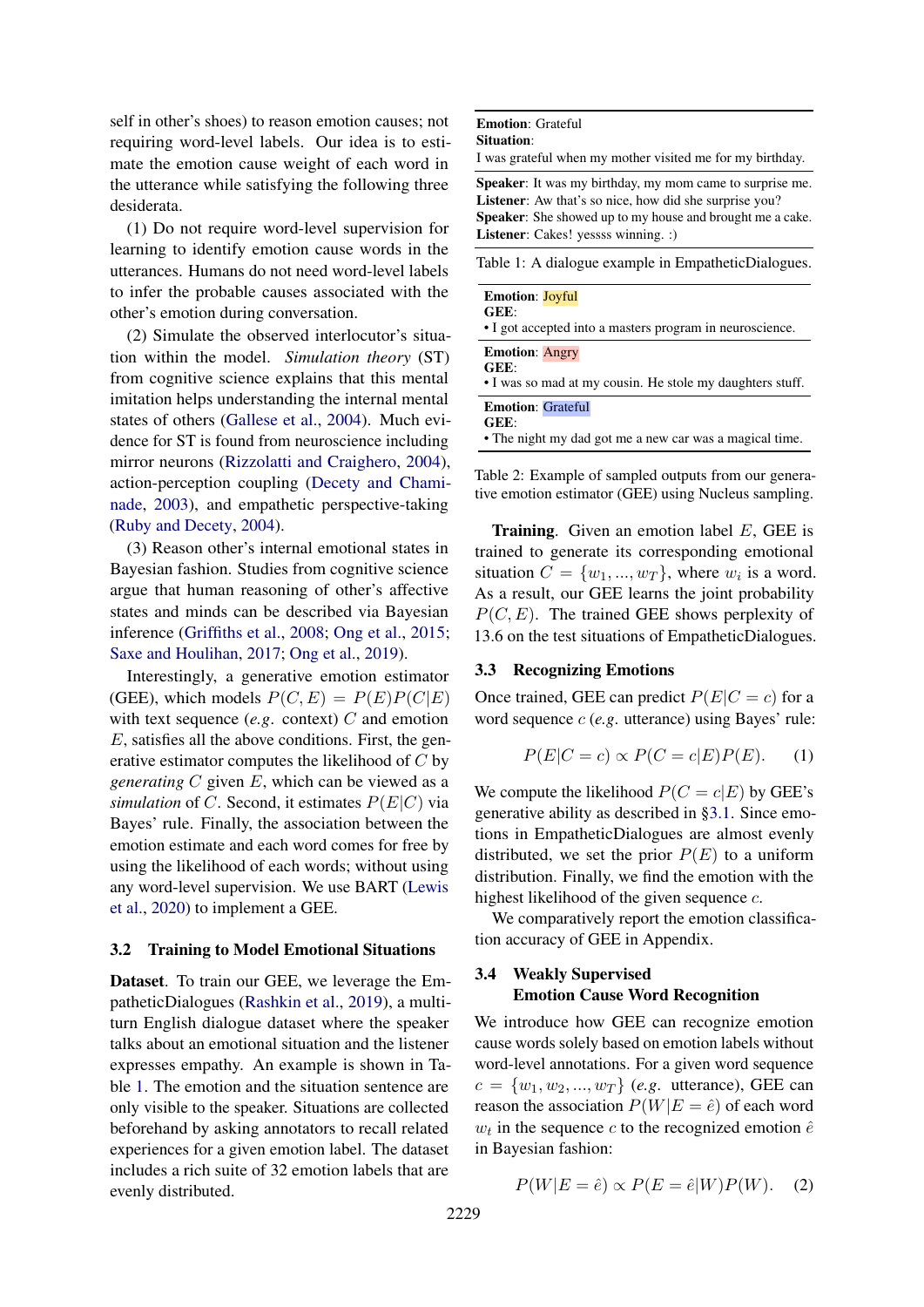self in other's shoes) to reason emotion causes; not requiring word-level labels. Our idea is to estimate the emotion cause weight of each word in the utterance while satisfying the following three desiderata.

(1) Do not require word-level supervision for learning to identify emotion cause words in the utterances. Humans do not need word-level labels to infer the probable causes associated with the other's emotion during conversation.

(2) Simulate the observed interlocutor's situation within the model. *Simulation theory* (ST) from cognitive science explains that this mental imitation helps understanding the internal mental states of others (Gallese et al., 2004). Much evidence for ST is found from neuroscience including mirror neurons (Rizzolatti and Craighero, 2004), action-perception coupling (Decety and Chaminade, 2003), and empathetic perspective-taking (Ruby and Decety, 2004).

(3) Reason other's internal emotional states in Bayesian fashion. Studies from cognitive science argue that human reasoning of other's affective states and minds can be described via Bayesian inference (Griffiths et al., 2008; Ong et al., 2015; Saxe and Houlihan, 2017; Ong et al., 2019).

Interestingly, a generative emotion estimator (GEE), which models $P(C, E) = P(E)P(C|E)$ with text sequence (*e.g.* context) $C$ and emotion $E$, satisfies all the above conditions. First, the generative estimator computes the likelihood of $C$ by *generating* $C$ given $E$, which can be viewed as a *simulation* of $C$. Second, it estimates $P(E|C)$ via Bayes' rule. Finally, the association between the emotion estimate and each word comes for free by using the likelihood of each words; without using any word-level supervision. We use BART (Lewis et al., 2020) to implement a GEE.

### 3.2 Training to Model Emotional Situations

**Dataset**. To train our GEE, we leverage the EmpatheticDialogues (Rashkin et al., 2019), a multi-turn English dialogue dataset where the speaker talks about an emotional situation and the listener expresses empathy. An example is shown in Table 1. The emotion and the situation sentence are only visible to the speaker. Situations are collected beforehand by asking annotators to recall related experiences for a given emotion label. The dataset includes a rich suite of 32 emotion labels that are evenly distributed.

**Emotion**: Grateful
**Situation**:
I was grateful when my mother visited me for my birthday.

**Speaker**: It was my birthday, my mom came to surprise me.
**Listener**: Aw that's so nice, how did she surprise you?
**Speaker**: She showed up to my house and brought me a cake.
**Listener**: Cakes! yessss winning. :)

Table 1: A dialogue example in EmpatheticDialogues.

**Emotion**: Joyful
**GEE**:
• I got accepted into a masters program in neuroscience.

**Emotion**: Angry
**GEE**:
• I was so mad at my cousin. He stole my daughters stuff.

**Emotion**: Grateful
**GEE**:
• The night my dad got me a new car was a magical time.

Table 2: Example of sampled outputs from our generative emotion estimator (GEE) using Nucleus sampling.

**Training**. Given an emotion label $E$, GEE is trained to generate its corresponding emotional situation $C = \{w_1, ..., w_T\}$, where $w_i$ is a word. As a result, our GEE learns the joint probability $P(C, E)$. The trained GEE shows perplexity of 13.6 on the test situations of EmpatheticDialogues.

### 3.3 Recognizing Emotions

Once trained, GEE can predict $P(E|C = c)$ for a word sequence $c$ (*e.g.* utterance) using Bayes' rule:

$$P(E|C = c) \propto P(C = c|E)P(E). \quad (1)$$

We compute the likelihood $P(C = c|E)$ by GEE's generative ability as described in §3.1. Since emotions in EmpatheticDialogues are almost evenly distributed, we set the prior $P(E)$ to a uniform distribution. Finally, we find the emotion with the highest likelihood of the given sequence $c$.

We comparatively report the emotion classification accuracy of GEE in Appendix.

### 3.4 Weakly Supervised Emotion Cause Word Recognition

We introduce how GEE can recognize emotion cause words solely based on emotion labels without word-level annotations. For a given word sequence $c = \{w_1, w_2, ..., w_T\}$ (*e.g.* utterance), GEE can reason the association $P(W|E = \hat{e})$ of each word $w_t$ in the sequence $c$ to the recognized emotion $\hat{e}$ in Bayesian fashion:

$$P(W|E = \hat{e}) \propto P(E = \hat{e}|W)P(W). \quad (2)$$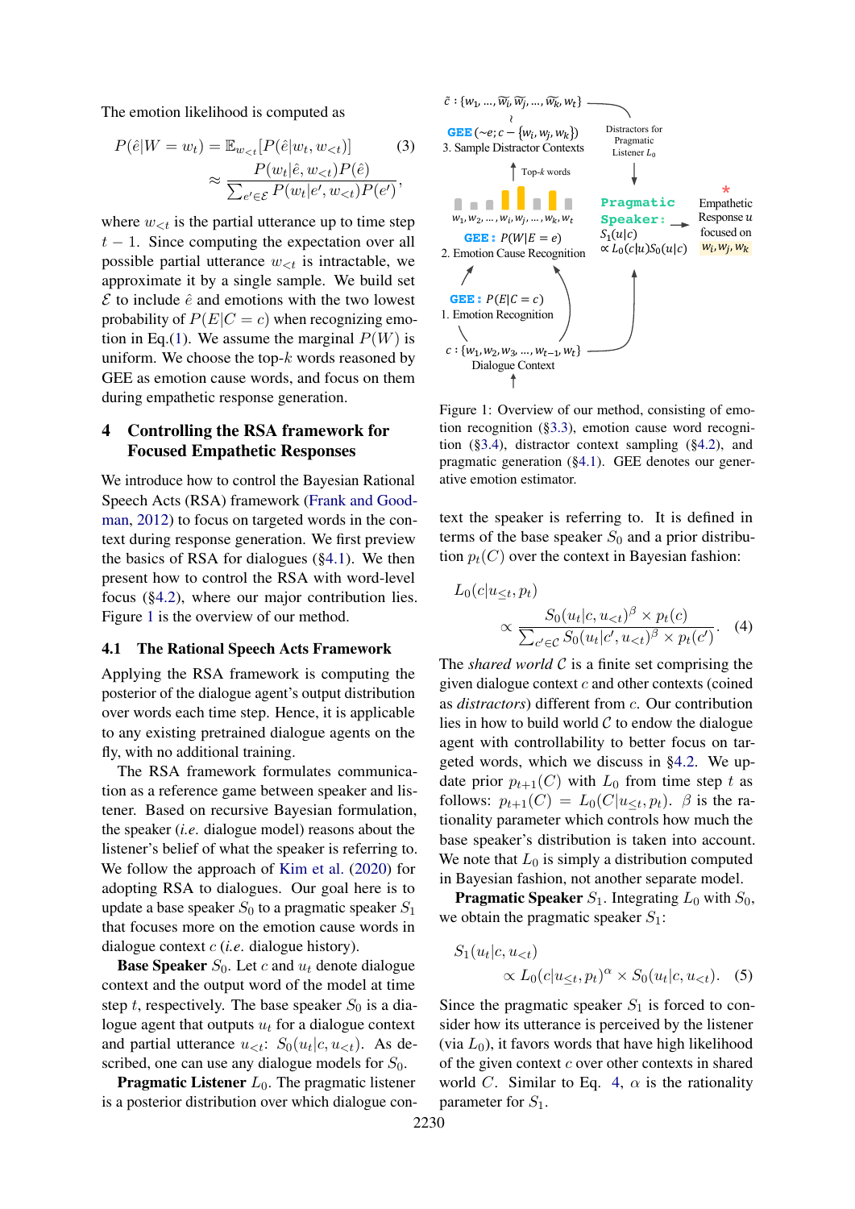The emotion likelihood is computed as

$$P(\hat{e}|W = w_t) = \mathbb{E}_{w_{<t}}[P(\hat{e}|w_t, w_{<t})] \approx \frac{P(w_t|\hat{e}, w_{<t})P(\hat{e})}{\sum_{e' \in \mathcal{E}} P(w_t|e', w_{<t})P(e')}, \tag{3}$$

where $w_{<t}$ is the partial utterance up to time step $t-1$. Since computing the expectation over all possible partial utterance $w_{<t}$ is intractable, we approximate it by a single sample. We build set $\mathcal{E}$ to include $\hat{e}$ and emotions with the two lowest probability of $P(E|C = c)$ when recognizing emotion in Eq.(1). We assume the marginal $P(W)$ is uniform. We choose the top-$k$ words reasoned by GEE as emotion cause words, and focus on them during empathetic response generation.

## 4 Controlling the RSA framework for Focused Empathetic Responses

We introduce how to control the Bayesian Rational Speech Acts (RSA) framework (Frank and Goodman, 2012) to focus on targeted words in the context during response generation. We first preview the basics of RSA for dialogues (§4.1). We then present how to control the RSA with word-level focus (§4.2), where our major contribution lies. Figure 1 is the overview of our method.

### 4.1 The Rational Speech Acts Framework

Applying the RSA framework is computing the posterior of the dialogue agent's output distribution over words each time step. Hence, it is applicable to any existing pretrained dialogue agents on the fly, with no additional training.

The RSA framework formulates communication as a reference game between speaker and listener. Based on recursive Bayesian formulation, the speaker (*i.e.* dialogue model) reasons about the listener's belief of what the speaker is referring to. We follow the approach of Kim et al. (2020) for adopting RSA to dialogues. Our goal here is to update a base speaker $S_0$ to a pragmatic speaker $S_1$ that focuses more on the emotion cause words in dialogue context $c$ (*i.e.* dialogue history).

**Base Speaker** $S_0$. Let $c$ and $u_t$ denote dialogue context and the output word of the model at time step $t$, respectively. The base speaker $S_0$ is a dialogue agent that outputs $u_t$ for a dialogue context and partial utterance $u_{<t}$: $S_0(u_t|c, u_{<t})$. As described, one can use any dialogue models for $S_0$.

**Pragmatic Listener** $L_0$. The pragmatic listener is a posterior distribution over which dialogue context the speaker is referring to. It is defined in terms of the base speaker $S_0$ and a prior distribution $p_t(C)$ over the context in Bayesian fashion:

$$L_0(c|u_{\leq t}, p_t) \propto \frac{S_0(u_t|c, u_{<t})^{\beta} \times p_t(c)}{\sum_{c' \in \mathcal{C}} S_0(u_t|c', u_{<t})^{\beta} \times p_t(c')}. \tag{4}$$

The *shared world* $\mathcal{C}$ is a finite set comprising the given dialogue context $c$ and other contexts (coined as *distractors*) different from $c$. Our contribution lies in how to build world $\mathcal{C}$ to endow the dialogue agent with controllability to better focus on targeted words, which we discuss in §4.2. We update prior $p_{t+1}(C)$ with $L_0$ from time step $t$ as follows: $p_{t+1}(C) = L_0(C|u_{\leq t}, p_t)$. $\beta$ is the rationality parameter which controls how much the base speaker's distribution is taken into account. We note that $L_0$ is simply a distribution computed in Bayesian fashion, not another separate model.

**Pragmatic Speaker** $S_1$. Integrating $L_0$ with $S_0$, we obtain the pragmatic speaker $S_1$:

$$S_1(u_t|c, u_{<t}) \propto L_0(c|u_{\leq t}, p_t)^{\alpha} \times S_0(u_t|c, u_{<t}). \tag{5}$$

Since the pragmatic speaker $S_1$ is forced to consider how its utterance is perceived by the listener (via $L_0$), it favors words that have high likelihood of the given context $c$ over other contexts in shared world $C$. Similar to Eq. 4, $\alpha$ is the rationality parameter for $S_1$.

Figure 1: Overview of our method, consisting of emotion recognition (§3.3), emotion cause word recognition (§3.4), distractor context sampling (§4.2), and pragmatic generation (§4.1). GEE denotes our generative emotion estimator.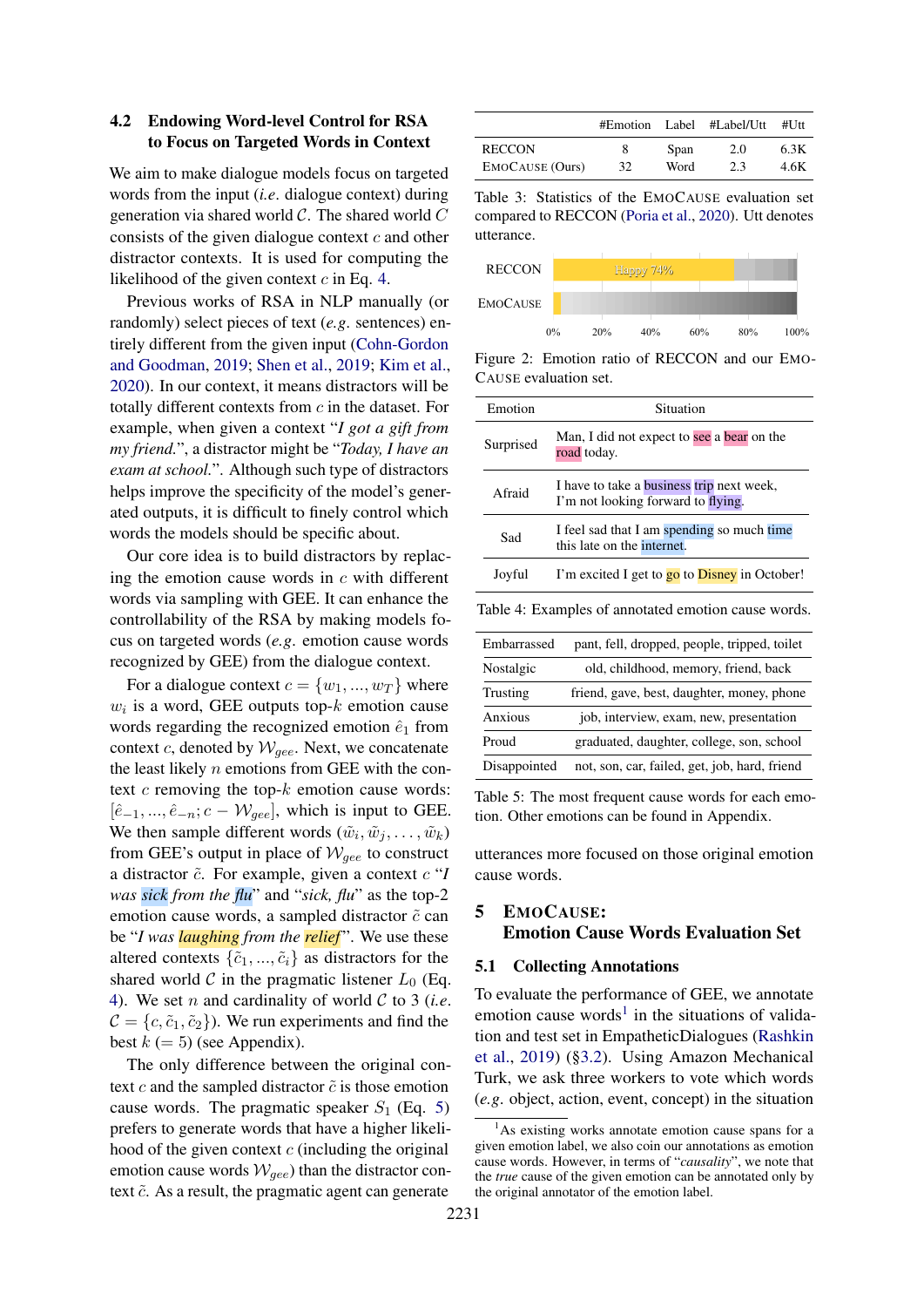### 4.2 Endowing Word-level Control for RSA to Focus on Targeted Words in Context

We aim to make dialogue models focus on targeted words from the input (*i.e.* dialogue context) during generation via shared world $\mathcal{C}$. The shared world $C$ consists of the given dialogue context $c$ and other distractor contexts. It is used for computing the likelihood of the given context $c$ in Eq. 4.

Previous works of RSA in NLP manually (or randomly) select pieces of text (*e.g.* sentences) entirely different from the given input (Cohn-Gordon and Goodman, 2019; Shen et al., 2019; Kim et al., 2020). In our context, it means distractors will be totally different contexts from $c$ in the dataset. For example, when given a context "*I got a gift from my friend.*", a distractor might be "*Today, I have an exam at school.*". Although such type of distractors helps improve the specificity of the model's generated outputs, it is difficult to finely control which words the models should be specific about.

Our core idea is to build distractors by replacing the emotion cause words in $c$ with different words via sampling with GEE. It can enhance the controllability of the RSA by making models focus on targeted words (*e.g.* emotion cause words recognized by GEE) from the dialogue context.

For a dialogue context $c = \{w_1, ..., w_T\}$ where $w_i$ is a word, GEE outputs top-$k$ emotion cause words regarding the recognized emotion $\hat{e}_1$ from context $c$, denoted by $\mathcal{W}_{gee}$. Next, we concatenate the least likely $n$ emotions from GEE with the context $c$ removing the top-$k$ emotion cause words: $[\hat{e}_{-1}, ..., \hat{e}_{-n}; c - \mathcal{W}_{gee}]$, which is input to GEE. We then sample different words $(\tilde{w}_i, \tilde{w}_j, \ldots, \tilde{w}_k)$ from GEE's output in place of $\mathcal{W}_{gee}$ to construct a distractor $\tilde{c}$. For example, given a context $c$ "*I was sick from the flu*" and "*sick, flu*" as the top-2 emotion cause words, a sampled distractor $\tilde{c}$ can be "*I was laughing from the relief*". We use these altered contexts $\{\tilde{c}_1, ..., \tilde{c}_i\}$ as distractors for the shared world $\mathcal{C}$ in the pragmatic listener $L_0$ (Eq. 4). We set $n$ and cardinality of world $\mathcal{C}$ to 3 (*i.e.* $\mathcal{C} = \{c, \tilde{c}_1, \tilde{c}_2\}$). We run experiments and find the best $k$ $(= 5)$ (see Appendix).

The only difference between the original context $c$ and the sampled distractor $\tilde{c}$ is those emotion cause words. The pragmatic speaker $S_1$ (Eq. 5) prefers to generate words that have a higher likelihood of the given context $c$ (including the original emotion cause words $\mathcal{W}_{gee}$) than the distractor context $\tilde{c}$. As a result, the pragmatic agent can generate utterances more focused on those original emotion cause words.

| | #Emotion | Label | #Label/Utt | #Utt |
|---|---|---|---|---|
| RECCON | 8 | Span | 2.0 | 6.3K |
| EmoCause (Ours) | 32 | Word | 2.3 | 4.6K |

Table 3: Statistics of the EmoCause evaluation set compared to RECCON (Poria et al., 2020). Utt denotes utterance.

Figure 2: Emotion ratio of RECCON and our EmoCause evaluation set.

| Emotion | Situation |
|---|---|
| Surprised | Man, I did not expect to see a bear on the road today. |
| Afraid | I have to take a business trip next week, I'm not looking forward to flying. |
| Sad | I feel sad that I am spending so much time this late on the internet. |
| Joyful | I'm excited I get to go to Disney in October! |

Table 4: Examples of annotated emotion cause words.

| | |
|---|---|
| Embarrassed | pant, fell, dropped, people, tripped, toilet |
| Nostalgic | old, childhood, memory, friend, back |
| Trusting | friend, gave, best, daughter, money, phone |
| Anxious | job, interview, exam, new, presentation |
| Proud | graduated, daughter, college, son, school |
| Disappointed | not, son, car, failed, get, job, hard, friend |

Table 5: The most frequent cause words for each emotion. Other emotions can be found in Appendix.

## 5 EmoCause: Emotion Cause Words Evaluation Set

### 5.1 Collecting Annotations

To evaluate the performance of GEE, we annotate emotion cause words[1] in the situations of validation and test set in EmpatheticDialogues (Rashkin et al., 2019) (§3.2). Using Amazon Mechanical Turk, we ask three workers to vote which words (*e.g.* object, action, event, concept) in the situation

[1]As existing works annotate emotion cause spans for a given emotion label, we also coin our annotations as emotion cause words. However, in terms of "*causality*", we note that the *true* cause of the given emotion can be annotated only by the original annotator of the emotion label.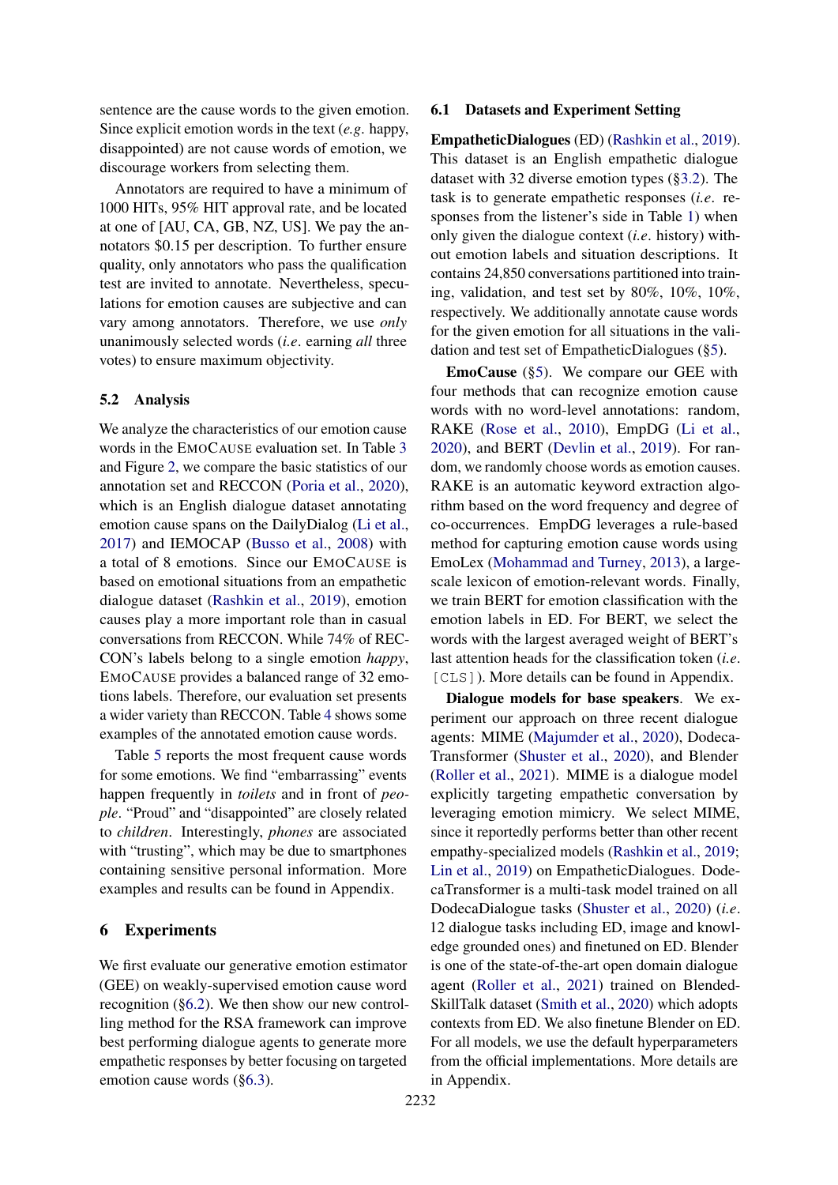sentence are the cause words to the given emotion. Since explicit emotion words in the text (*e.g.* happy, disappointed) are not cause words of emotion, we discourage workers from selecting them.

Annotators are required to have a minimum of 1000 HITs, 95% HIT approval rate, and be located at one of [AU, CA, GB, NZ, US]. We pay the annotators $0.15 per description. To further ensure quality, only annotators who pass the qualification test are invited to annotate. Nevertheless, speculations for emotion causes are subjective and can vary among annotators. Therefore, we use *only* unanimously selected words (*i.e.* earning *all* three votes) to ensure maximum objectivity.

### 5.2 Analysis

We analyze the characteristics of our emotion cause words in the EmoCause evaluation set. In Table 3 and Figure 2, we compare the basic statistics of our annotation set and RECCON (Poria et al., 2020), which is an English dialogue dataset annotating emotion cause spans on the DailyDialog (Li et al., 2017) and IEMOCAP (Busso et al., 2008) with a total of 8 emotions. Since our EmoCause is based on emotional situations from an empathetic dialogue dataset (Rashkin et al., 2019), emotion causes play a more important role than in casual conversations from RECCON. While 74% of RECCON's labels belong to a single emotion *happy*, EmoCause provides a balanced range of 32 emotions labels. Therefore, our evaluation set presents a wider variety than RECCON. Table 4 shows some examples of the annotated emotion cause words.

Table 5 reports the most frequent cause words for some emotions. We find "embarrassing" events happen frequently in *toilets* and in front of *people*. "Proud" and "disappointed" are closely related to *children*. Interestingly, *phones* are associated with "trusting", which may be due to smartphones containing sensitive personal information. More examples and results can be found in Appendix.

## 6 Experiments

We first evaluate our generative emotion estimator (GEE) on weakly-supervised emotion cause word recognition (§6.2). We then show our new controlling method for the RSA framework can improve best performing dialogue agents to generate more empathetic responses by better focusing on targeted emotion cause words (§6.3).

### 6.1 Datasets and Experiment Setting

**EmpatheticDialogues** (ED) (Rashkin et al., 2019). This dataset is an English empathetic dialogue dataset with 32 diverse emotion types (§3.2). The task is to generate empathetic responses (*i.e.* responses from the listener's side in Table 1) when only given the dialogue context (*i.e.* history) without emotion labels and situation descriptions. It contains 24,850 conversations partitioned into training, validation, and test set by 80%, 10%, 10%, respectively. We additionally annotate cause words for the given emotion for all situations in the validation and test set of EmpatheticDialogues (§5).

**EmoCause** (§5). We compare our GEE with four methods that can recognize emotion cause words with no word-level annotations: random, RAKE (Rose et al., 2010), EmpDG (Li et al., 2020), and BERT (Devlin et al., 2019). For random, we randomly choose words as emotion causes. RAKE is an automatic keyword extraction algorithm based on the word frequency and degree of co-occurrences. EmpDG leverages a rule-based method for capturing emotion cause words using EmoLex (Mohammad and Turney, 2013), a large-scale lexicon of emotion-relevant words. Finally, we train BERT for emotion classification with the emotion labels in ED. For BERT, we select the words with the largest averaged weight of BERT's last attention heads for the classification token (*i.e.* `[CLS]`). More details can be found in Appendix.

**Dialogue models for base speakers**. We experiment our approach on three recent dialogue agents: MIME (Majumder et al., 2020), DodecaTransformer (Shuster et al., 2020), and Blender (Roller et al., 2021). MIME is a dialogue model explicitly targeting empathetic conversation by leveraging emotion mimicry. We select MIME, since it reportedly performs better than other recent empathy-specialized models (Rashkin et al., 2019; Lin et al., 2019) on EmpatheticDialogues. DodecaTransformer is a multi-task model trained on all DodecaDialogue tasks (Shuster et al., 2020) (*i.e.* 12 dialogue tasks including ED, image and knowledge grounded ones) and finetuned on ED. Blender is one of the state-of-the-art open domain dialogue agent (Roller et al., 2021) trained on BlendedSkillTalk dataset (Smith et al., 2020) which adopts contexts from ED. We also finetune Blender on ED. For all models, we use the default hyperparameters from the official implementations. More details are in Appendix.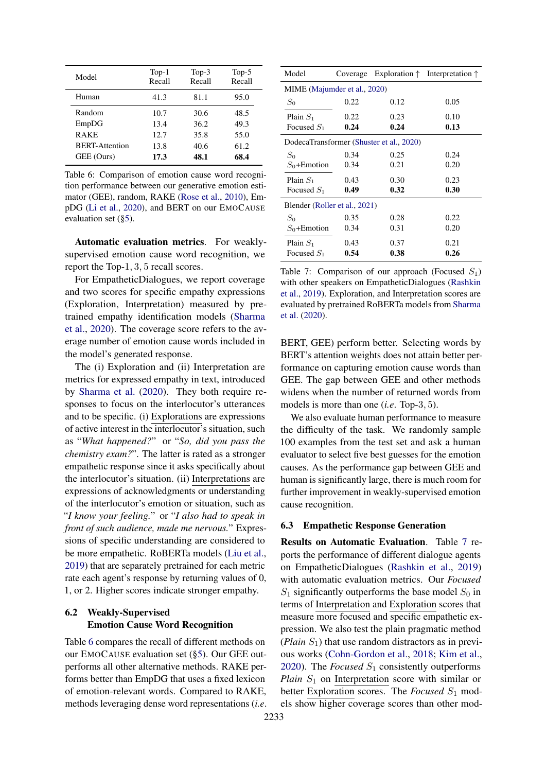| Model | Top-1 Recall | Top-3 Recall | Top-5 Recall |
|---|---|---|---|
| Human | 41.3 | 81.1 | 95.0 |
| Random | 10.7 | 30.6 | 48.5 |
| EmpDG | 13.4 | 36.2 | 49.3 |
| RAKE | 12.7 | 35.8 | 55.0 |
| BERT-Attention | 13.8 | 40.6 | 61.2 |
| GEE (Ours) | **17.3** | **48.1** | **68.4** |

Table 6: Comparison of emotion cause word recognition performance between our generative emotion estimator (GEE), random, RAKE (Rose et al., 2010), EmpDG (Li et al., 2020), and BERT on our EmoCause evaluation set (§5).

**Automatic evaluation metrics**. For weakly-supervised emotion cause word recognition, we report the Top-$1, 3, 5$ recall scores.

For EmpatheticDialogues, we report coverage and two scores for specific empathy expressions (Exploration, Interpretation) measured by pre-trained empathy identification models (Sharma et al., 2020). The coverage score refers to the average number of emotion cause words included in the model's generated response.

The (i) Exploration and (ii) Interpretation are metrics for expressed empathy in text, introduced by Sharma et al. (2020). They both require responses to focus on the interlocutor's utterances and to be specific. (i) Explorations are expressions of active interest in the interlocutor's situation, such as "*What happened?*" or "*So, did you pass the chemistry exam?*". The latter is rated as a stronger empathetic response since it asks specifically about the interlocutor's situation. (ii) Interpretations are expressions of acknowledgments or understanding of the interlocutor's emotion or situation, such as "*I know your feeling.*" or "*I also had to speak in front of such audience, made me nervous.*" Expressions of specific understanding are considered to be more empathetic. RoBERTa models (Liu et al., 2019) that are separately pretrained for each metric rate each agent's response by returning values of 0, 1, or 2. Higher scores indicate stronger empathy.

## 6.2 Weakly-Supervised Emotion Cause Word Recognition

Table 6 compares the recall of different methods on our EmoCause evaluation set (§5). Our GEE outperforms all other alternative methods. RAKE performs better than EmpDG that uses a fixed lexicon of emotion-relevant words. Compared to RAKE, methods leveraging dense word representations (*i.e.* BERT, GEE) perform better. Selecting words by BERT's attention weights does not attain better performance on capturing emotion cause words than GEE. The gap between GEE and other methods widens when the number of returned words from models is more than one (*i.e.* Top-$3, 5$).

We also evaluate human performance to measure the difficulty of the task. We randomly sample 100 examples from the test set and ask a human evaluator to select five best guesses for the emotion causes. As the performance gap between GEE and human is significantly large, there is much room for further improvement in weakly-supervised emotion cause recognition.

| Model | Coverage | Exploration ↑ | Interpretation ↑ |
|---|---|---|---|
| MIME (Majumder et al., 2020) | | | |
| $S_0$ | 0.22 | 0.12 | 0.05 |
| Plain $S_1$ | 0.22 | 0.23 | 0.10 |
| Focused $S_1$ | **0.24** | **0.24** | **0.13** |
| DodecaTransformer (Shuster et al., 2020) | | | |
| $S_0$ | 0.34 | 0.25 | 0.24 |
| $S_0$+Emotion | 0.34 | 0.21 | 0.20 |
| Plain $S_1$ | 0.43 | 0.30 | 0.23 |
| Focused $S_1$ | **0.49** | **0.32** | **0.30** |
| Blender (Roller et al., 2021) | | | |
| $S_0$ | 0.35 | 0.28 | 0.22 |
| $S_0$+Emotion | 0.34 | 0.31 | 0.20 |
| Plain $S_1$ | 0.43 | 0.37 | 0.21 |
| Focused $S_1$ | **0.54** | **0.38** | **0.26** |

Table 7: Comparison of our approach (Focused $S_1$) with other speakers on EmpatheticDialogues (Rashkin et al., 2019). Exploration, and Interpretation scores are evaluated by pretrained RoBERTa models from Sharma et al. (2020).

## 6.3 Empathetic Response Generation

**Results on Automatic Evaluation**. Table 7 reports the performance of different dialogue agents on EmpatheticDialogues (Rashkin et al., 2019) with automatic evaluation metrics. Our *Focused* $S_1$ significantly outperforms the base model $S_0$ in terms of Interpretation and Exploration scores that measure more focused and specific empathetic expression. We also test the plain pragmatic method (*Plain* $S_1$) that use random distractors as in previous works (Cohn-Gordon et al., 2018; Kim et al., 2020). The *Focused* $S_1$ consistently outperforms *Plain* $S_1$ on Interpretation score with similar or better Exploration scores. The *Focused* $S_1$ models show higher coverage scores than other mod-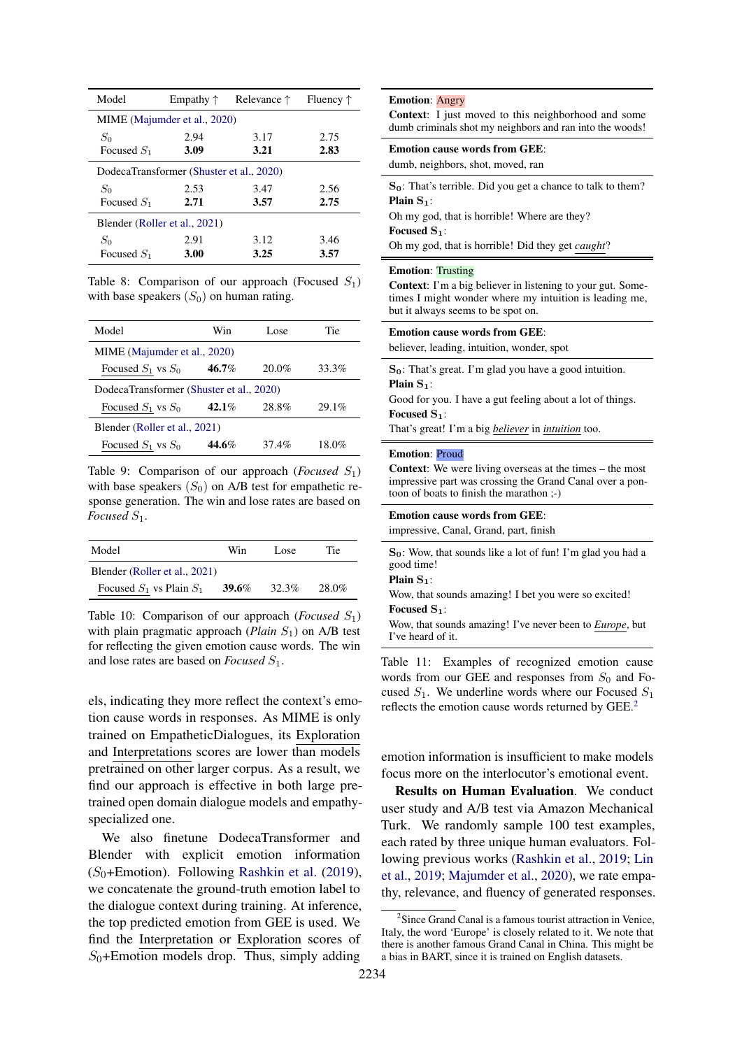| Model | Empathy ↑ | Relevance ↑ | Fluency ↑ |
|---|---|---|---|
| MIME (Majumder et al., 2020) | | | |
| $S_0$ | 2.94 | 3.17 | 2.75 |
| Focused $S_1$ | **3.09** | **3.21** | **2.83** |
| DodecaTransformer (Shuster et al., 2020) | | | |
| $S_0$ | 2.53 | 3.47 | 2.56 |
| Focused $S_1$ | **2.71** | **3.57** | **2.75** |
| Blender (Roller et al., 2021) | | | |
| $S_0$ | 2.91 | 3.12 | 3.46 |
| Focused $S_1$ | **3.00** | **3.25** | **3.57** |

Table 8: Comparison of our approach (Focused $S_1$) with base speakers ($S_0$) on human rating.

| Model | Win | Lose | Tie |
|---|---|---|---|
| MIME (Majumder et al., 2020) | | | |
| Focused $S_1$ vs $S_0$ | **46.7**% | 20.0% | 33.3% |
| DodecaTransformer (Shuster et al., 2020) | | | |
| Focused $S_1$ vs $S_0$ | **42.1**% | 28.8% | 29.1% |
| Blender (Roller et al., 2021) | | | |
| Focused $S_1$ vs $S_0$ | **44.6**% | 37.4% | 18.0% |

Table 9: Comparison of our approach (*Focused* $S_1$) with base speakers ($S_0$) on A/B test for empathetic response generation. The win and lose rates are based on *Focused* $S_1$.

| Model | Win | Lose | Tie |
|---|---|---|---|
| Blender (Roller et al., 2021) | | | |
| Focused $S_1$ vs Plain $S_1$ | **39.6**% | 32.3% | 28.0% |

Table 10: Comparison of our approach (*Focused* $S_1$) with plain pragmatic approach (*Plain* $S_1$) on A/B test for reflecting the given emotion cause words. The win and lose rates are based on *Focused* $S_1$.

els, indicating they more reflect the context's emotion cause words in responses. As MIME is only trained on EmpatheticDialogues, its Exploration and Interpretations scores are lower than models pretrained on other larger corpus. As a result, we find our approach is effective in both large pretrained open domain dialogue models and empathy-specialized one.

We also finetune DodecaTransformer and Blender with explicit emotion information ($S_0$+Emotion). Following Rashkin et al. (2019), we concatenate the ground-truth emotion label to the dialogue context during training. At inference, the top predicted emotion from GEE is used. We find the Interpretation or Exploration scores of $S_0$+Emotion models drop. Thus, simply adding emotion information is insufficient to make models focus more on the interlocutor's emotional event.

**Results on Human Evaluation**. We conduct user study and A/B test via Amazon Mechanical Turk. We randomly sample 100 test examples, each rated by three unique human evaluators. Following previous works (Rashkin et al., 2019; Lin et al., 2019; Majumder et al., 2020), we rate empathy, relevance, and fluency of generated responses.

---

**Emotion**: Angry
**Context**: I just moved to this neighborhood and some dumb criminals shot my neighbors and ran into the woods!

**Emotion cause words from GEE**:
dumb, neighbors, shot, moved, ran

**$S_0$**: That's terrible. Did you get a chance to talk to them?
**Plain $S_1$**:
Oh my god, that is horrible! Where are they?
**Focused $S_1$**:
Oh my god, that is horrible! Did they get *caught*?

---

**Emotion**: Trusting
**Context**: I'm a big believer in listening to your gut. Sometimes I might wonder where my intuition is leading me, but it always seems to be spot on.

**Emotion cause words from GEE**:
believer, leading, intuition, wonder, spot

**$S_0$**: That's great. I'm glad you have a good intuition.
**Plain $S_1$**:
Good for you. I have a gut feeling about a lot of things.
**Focused $S_1$**:
That's great! I'm a big *believer* in *intuition* too.

---

**Emotion**: Proud
**Context**: We were living overseas at the times – the most impressive part was crossing the Grand Canal over a pontoon of boats to finish the marathon ;-)

**Emotion cause words from GEE**:
impressive, Canal, Grand, part, finish

**$S_0$**: Wow, that sounds like a lot of fun! I'm glad you had a good time!
**Plain $S_1$**:
Wow, that sounds amazing! I bet you were so excited!
**Focused $S_1$**:
Wow, that sounds amazing! I've never been to *Europe*, but I've heard of it.

Table 11: Examples of recognized emotion cause words from our GEE and responses from $S_0$ and Focused $S_1$. We underline words where our Focused $S_1$ reflects the emotion cause words returned by GEE.[2]

[2] Since Grand Canal is a famous tourist attraction in Venice, Italy, the word 'Europe' is closely related to it. We note that there is another famous Grand Canal in China. This might be a bias in BART, since it is trained on English datasets.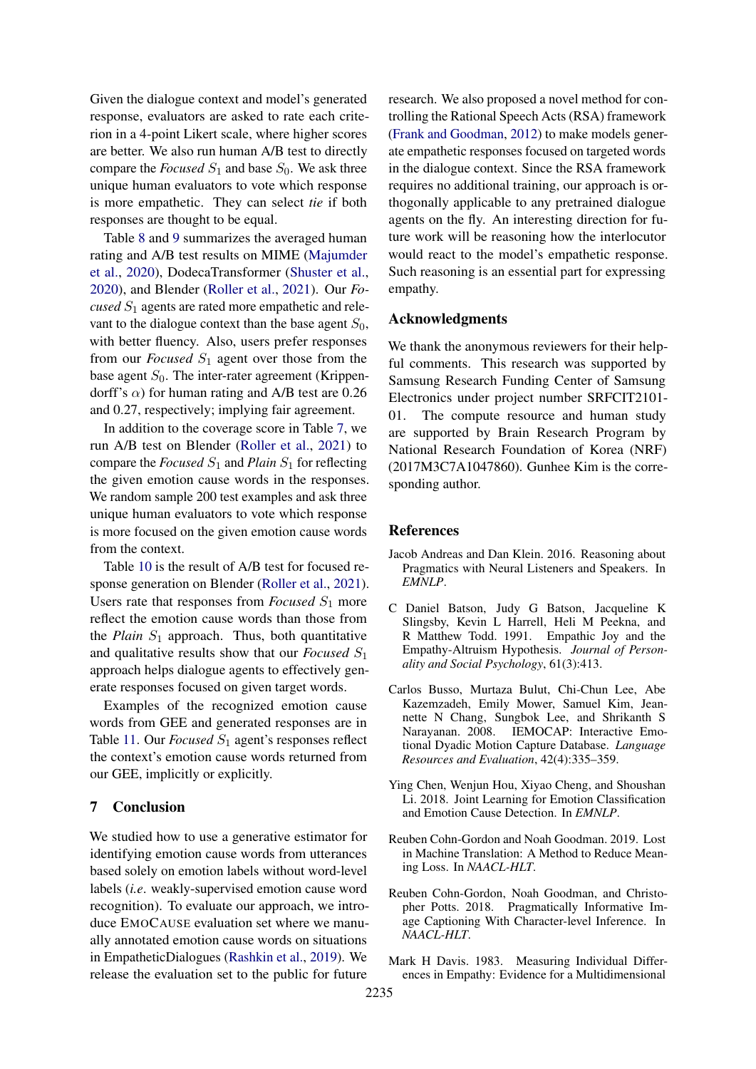Given the dialogue context and model's generated response, evaluators are asked to rate each criterion in a 4-point Likert scale, where higher scores are better. We also run human A/B test to directly compare the *Focused* $S_1$ and base $S_0$. We ask three unique human evaluators to vote which response is more empathetic. They can select *tie* if both responses are thought to be equal.

Table 8 and 9 summarizes the averaged human rating and A/B test results on MIME (Majumder et al., 2020), DodecaTransformer (Shuster et al., 2020), and Blender (Roller et al., 2021). Our *Focused* $S_1$ agents are rated more empathetic and relevant to the dialogue context than the base agent $S_0$, with better fluency. Also, users prefer responses from our *Focused* $S_1$ agent over those from the base agent $S_0$. The inter-rater agreement (Krippendorff's $\alpha$) for human rating and A/B test are 0.26 and 0.27, respectively; implying fair agreement.

In addition to the coverage score in Table 7, we run A/B test on Blender (Roller et al., 2021) to compare the *Focused* $S_1$ and *Plain* $S_1$ for reflecting the given emotion cause words in the responses. We random sample 200 test examples and ask three unique human evaluators to vote which response is more focused on the given emotion cause words from the context.

Table 10 is the result of A/B test for focused response generation on Blender (Roller et al., 2021). Users rate that responses from *Focused* $S_1$ more reflect the emotion cause words than those from the *Plain* $S_1$ approach. Thus, both quantitative and qualitative results show that our *Focused* $S_1$ approach helps dialogue agents to effectively generate responses focused on given target words.

Examples of the recognized emotion cause words from GEE and generated responses are in Table 11. Our *Focused* $S_1$ agent's responses reflect the context's emotion cause words returned from our GEE, implicitly or explicitly.

## 7 Conclusion

We studied how to use a generative estimator for identifying emotion cause words from utterances based solely on emotion labels without word-level labels (*i.e*. weakly-supervised emotion cause word recognition). To evaluate our approach, we introduce EmoCause evaluation set where we manually annotated emotion cause words on situations in EmpatheticDialogues (Rashkin et al., 2019). We release the evaluation set to the public for future research. We also proposed a novel method for controlling the Rational Speech Acts (RSA) framework (Frank and Goodman, 2012) to make models generate empathetic responses focused on targeted words in the dialogue context. Since the RSA framework requires no additional training, our approach is orthogonally applicable to any pretrained dialogue agents on the fly. An interesting direction for future work will be reasoning how the interlocutor would react to the model's empathetic response. Such reasoning is an essential part for expressing empathy.

## Acknowledgments

We thank the anonymous reviewers for their helpful comments. This research was supported by Samsung Research Funding Center of Samsung Electronics under project number SRFCIT2101-01. The compute resource and human study are supported by Brain Research Program by National Research Foundation of Korea (NRF) (2017M3C7A1047860). Gunhee Kim is the corresponding author.

## References

Jacob Andreas and Dan Klein. 2016. Reasoning about Pragmatics with Neural Listeners and Speakers. In *EMNLP*.

C Daniel Batson, Judy G Batson, Jacqueline K Slingsby, Kevin L Harrell, Heli M Peekna, and R Matthew Todd. 1991. Empathic Joy and the Empathy-Altruism Hypothesis. *Journal of Personality and Social Psychology*, 61(3):413.

Carlos Busso, Murtaza Bulut, Chi-Chun Lee, Abe Kazemzadeh, Emily Mower, Samuel Kim, Jeannette N Chang, Sungbok Lee, and Shrikanth S Narayanan. 2008. IEMOCAP: Interactive Emotional Dyadic Motion Capture Database. *Language Resources and Evaluation*, 42(4):335–359.

Ying Chen, Wenjun Hou, Xiyao Cheng, and Shoushan Li. 2018. Joint Learning for Emotion Classification and Emotion Cause Detection. In *EMNLP*.

Reuben Cohn-Gordon and Noah Goodman. 2019. Lost in Machine Translation: A Method to Reduce Meaning Loss. In *NAACL-HLT*.

Reuben Cohn-Gordon, Noah Goodman, and Christopher Potts. 2018. Pragmatically Informative Image Captioning With Character-level Inference. In *NAACL-HLT*.

Mark H Davis. 1983. Measuring Individual Differences in Empathy: Evidence for a Multidimensional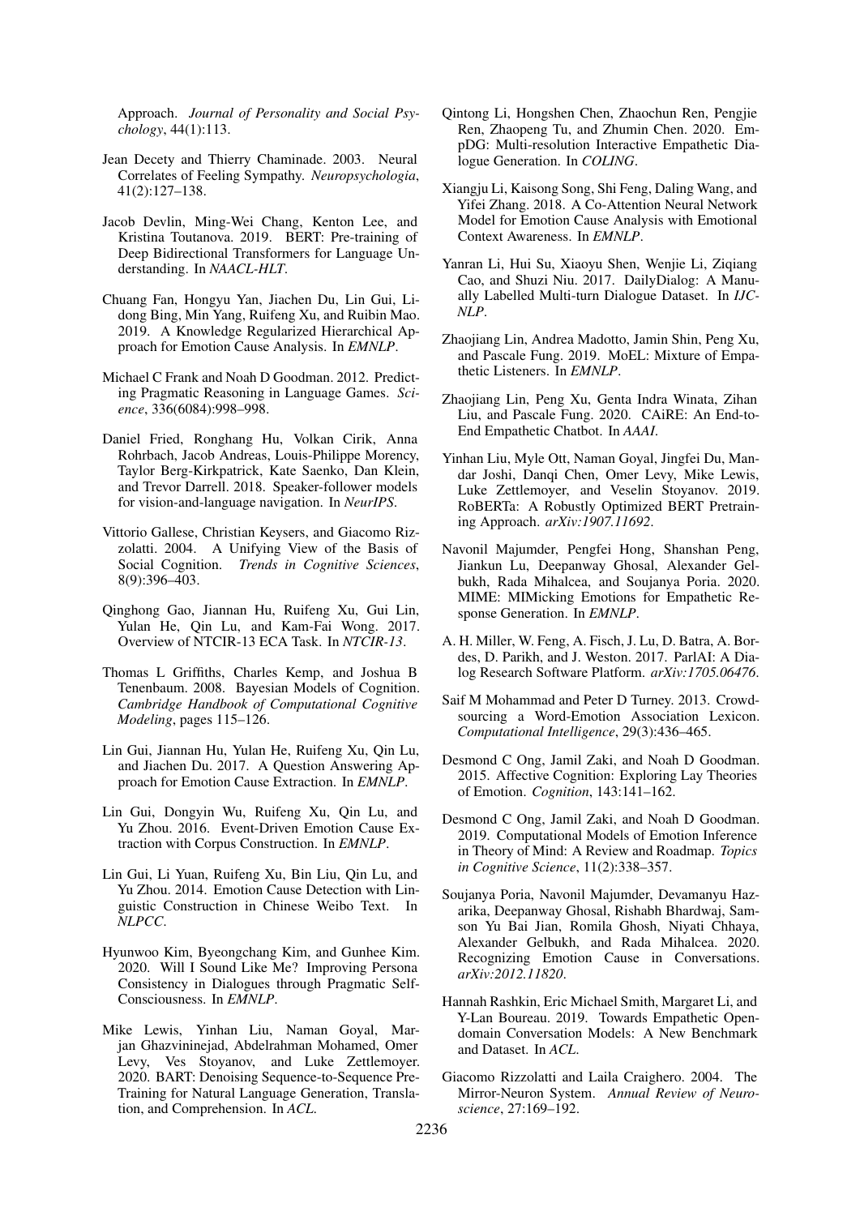Approach. *Journal of Personality and Social Psychology*, 44(1):113.

Jean Decety and Thierry Chaminade. 2003. Neural Correlates of Feeling Sympathy. *Neuropsychologia*, 41(2):127–138.

Jacob Devlin, Ming-Wei Chang, Kenton Lee, and Kristina Toutanova. 2019. BERT: Pre-training of Deep Bidirectional Transformers for Language Understanding. In *NAACL-HLT*.

Chuang Fan, Hongyu Yan, Jiachen Du, Lin Gui, Lidong Bing, Min Yang, Ruifeng Xu, and Ruibin Mao. 2019. A Knowledge Regularized Hierarchical Approach for Emotion Cause Analysis. In *EMNLP*.

Michael C Frank and Noah D Goodman. 2012. Predicting Pragmatic Reasoning in Language Games. *Science*, 336(6084):998–998.

Daniel Fried, Ronghang Hu, Volkan Cirik, Anna Rohrbach, Jacob Andreas, Louis-Philippe Morency, Taylor Berg-Kirkpatrick, Kate Saenko, Dan Klein, and Trevor Darrell. 2018. Speaker-follower models for vision-and-language navigation. In *NeurIPS*.

Vittorio Gallese, Christian Keysers, and Giacomo Rizzolatti. 2004. A Unifying View of the Basis of Social Cognition. *Trends in Cognitive Sciences*, 8(9):396–403.

Qinghong Gao, Jiannan Hu, Ruifeng Xu, Gui Lin, Yulan He, Qin Lu, and Kam-Fai Wong. 2017. Overview of NTCIR-13 ECA Task. In *NTCIR-13*.

Thomas L Griffiths, Charles Kemp, and Joshua B Tenenbaum. 2008. Bayesian Models of Cognition. *Cambridge Handbook of Computational Cognitive Modeling*, pages 115–126.

Lin Gui, Jiannan Hu, Yulan He, Ruifeng Xu, Qin Lu, and Jiachen Du. 2017. A Question Answering Approach for Emotion Cause Extraction. In *EMNLP*.

Lin Gui, Dongyin Wu, Ruifeng Xu, Qin Lu, and Yu Zhou. 2016. Event-Driven Emotion Cause Extraction with Corpus Construction. In *EMNLP*.

Lin Gui, Li Yuan, Ruifeng Xu, Bin Liu, Qin Lu, and Yu Zhou. 2014. Emotion Cause Detection with Linguistic Construction in Chinese Weibo Text. In *NLPCC*.

Hyunwoo Kim, Byeongchang Kim, and Gunhee Kim. 2020. Will I Sound Like Me? Improving Persona Consistency in Dialogues through Pragmatic Self-Consciousness. In *EMNLP*.

Mike Lewis, Yinhan Liu, Naman Goyal, Marjan Ghazvininejad, Abdelrahman Mohamed, Omer Levy, Ves Stoyanov, and Luke Zettlemoyer. 2020. BART: Denoising Sequence-to-Sequence Pre-Training for Natural Language Generation, Translation, and Comprehension. In *ACL*.

Qintong Li, Hongshen Chen, Zhaochun Ren, Pengjie Ren, Zhaopeng Tu, and Zhumin Chen. 2020. EmpDG: Multi-resolution Interactive Empathetic Dialogue Generation. In *COLING*.

Xiangju Li, Kaisong Song, Shi Feng, Daling Wang, and Yifei Zhang. 2018. A Co-Attention Neural Network Model for Emotion Cause Analysis with Emotional Context Awareness. In *EMNLP*.

Yanran Li, Hui Su, Xiaoyu Shen, Wenjie Li, Ziqiang Cao, and Shuzi Niu. 2017. DailyDialog: A Manually Labelled Multi-turn Dialogue Dataset. In *IJCNLP*.

Zhaojiang Lin, Andrea Madotto, Jamin Shin, Peng Xu, and Pascale Fung. 2019. MoEL: Mixture of Empathetic Listeners. In *EMNLP*.

Zhaojiang Lin, Peng Xu, Genta Indra Winata, Zihan Liu, and Pascale Fung. 2020. CAiRE: An End-to-End Empathetic Chatbot. In *AAAI*.

Yinhan Liu, Myle Ott, Naman Goyal, Jingfei Du, Mandar Joshi, Danqi Chen, Omer Levy, Mike Lewis, Luke Zettlemoyer, and Veselin Stoyanov. 2019. RoBERTa: A Robustly Optimized BERT Pretraining Approach. *arXiv:1907.11692*.

Navonil Majumder, Pengfei Hong, Shanshan Peng, Jiankun Lu, Deepanway Ghosal, Alexander Gelbukh, Rada Mihalcea, and Soujanya Poria. 2020. MIME: MIMicking Emotions for Empathetic Response Generation. In *EMNLP*.

A. H. Miller, W. Feng, A. Fisch, J. Lu, D. Batra, A. Bordes, D. Parikh, and J. Weston. 2017. ParlAI: A Dialog Research Software Platform. *arXiv:1705.06476*.

Saif M Mohammad and Peter D Turney. 2013. Crowdsourcing a Word-Emotion Association Lexicon. *Computational Intelligence*, 29(3):436–465.

Desmond C Ong, Jamil Zaki, and Noah D Goodman. 2015. Affective Cognition: Exploring Lay Theories of Emotion. *Cognition*, 143:141–162.

Desmond C Ong, Jamil Zaki, and Noah D Goodman. 2019. Computational Models of Emotion Inference in Theory of Mind: A Review and Roadmap. *Topics in Cognitive Science*, 11(2):338–357.

Soujanya Poria, Navonil Majumder, Devamanyu Hazarika, Deepanway Ghosal, Rishabh Bhardwaj, Samson Yu Bai Jian, Romila Ghosh, Niyati Chhaya, Alexander Gelbukh, and Rada Mihalcea. 2020. Recognizing Emotion Cause in Conversations. *arXiv:2012.11820*.

Hannah Rashkin, Eric Michael Smith, Margaret Li, and Y-Lan Boureau. 2019. Towards Empathetic Open-domain Conversation Models: A New Benchmark and Dataset. In *ACL*.

Giacomo Rizzolatti and Laila Craighero. 2004. The Mirror-Neuron System. *Annual Review of Neuroscience*, 27:169–192.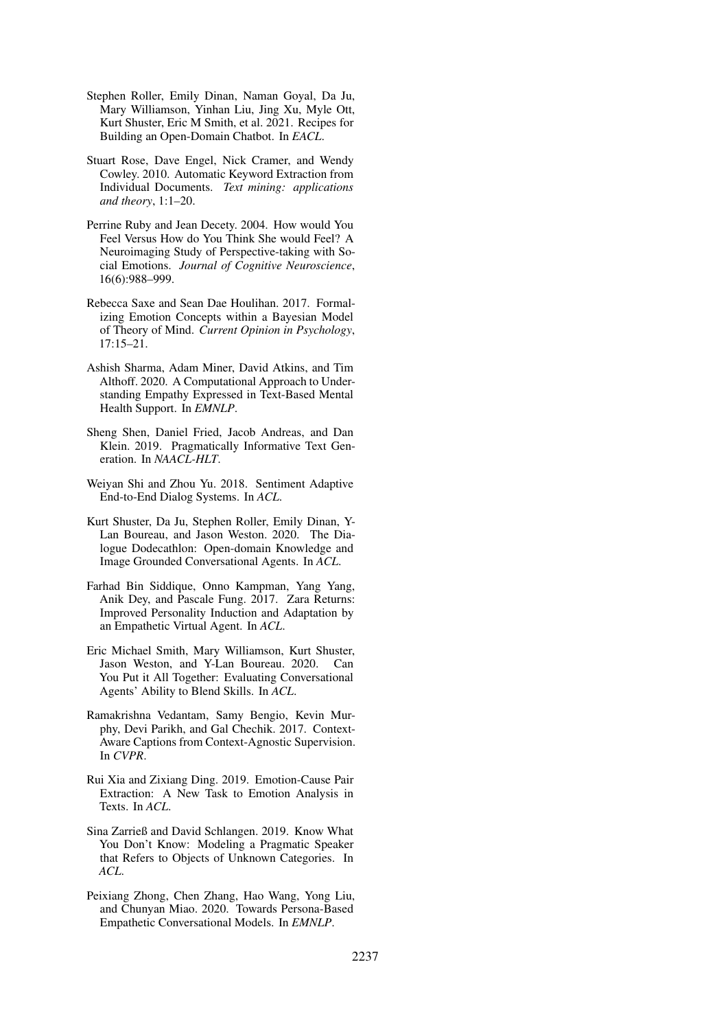Stephen Roller, Emily Dinan, Naman Goyal, Da Ju, Mary Williamson, Yinhan Liu, Jing Xu, Myle Ott, Kurt Shuster, Eric M Smith, et al. 2021. Recipes for Building an Open-Domain Chatbot. In *EACL*.

Stuart Rose, Dave Engel, Nick Cramer, and Wendy Cowley. 2010. Automatic Keyword Extraction from Individual Documents. *Text mining: applications and theory*, 1:1–20.

Perrine Ruby and Jean Decety. 2004. How would You Feel Versus How do You Think She would Feel? A Neuroimaging Study of Perspective-taking with Social Emotions. *Journal of Cognitive Neuroscience*, 16(6):988–999.

Rebecca Saxe and Sean Dae Houlihan. 2017. Formalizing Emotion Concepts within a Bayesian Model of Theory of Mind. *Current Opinion in Psychology*, 17:15–21.

Ashish Sharma, Adam Miner, David Atkins, and Tim Althoff. 2020. A Computational Approach to Understanding Empathy Expressed in Text-Based Mental Health Support. In *EMNLP*.

Sheng Shen, Daniel Fried, Jacob Andreas, and Dan Klein. 2019. Pragmatically Informative Text Generation. In *NAACL-HLT*.

Weiyan Shi and Zhou Yu. 2018. Sentiment Adaptive End-to-End Dialog Systems. In *ACL*.

Kurt Shuster, Da Ju, Stephen Roller, Emily Dinan, Y-Lan Boureau, and Jason Weston. 2020. The Dialogue Dodecathlon: Open-domain Knowledge and Image Grounded Conversational Agents. In *ACL*.

Farhad Bin Siddique, Onno Kampman, Yang Yang, Anik Dey, and Pascale Fung. 2017. Zara Returns: Improved Personality Induction and Adaptation by an Empathetic Virtual Agent. In *ACL*.

Eric Michael Smith, Mary Williamson, Kurt Shuster, Jason Weston, and Y-Lan Boureau. 2020. Can You Put it All Together: Evaluating Conversational Agents' Ability to Blend Skills. In *ACL*.

Ramakrishna Vedantam, Samy Bengio, Kevin Murphy, Devi Parikh, and Gal Chechik. 2017. Context-Aware Captions from Context-Agnostic Supervision. In *CVPR*.

Rui Xia and Zixiang Ding. 2019. Emotion-Cause Pair Extraction: A New Task to Emotion Analysis in Texts. In *ACL*.

Sina Zarrieß and David Schlangen. 2019. Know What You Don't Know: Modeling a Pragmatic Speaker that Refers to Objects of Unknown Categories. In *ACL*.

Peixiang Zhong, Chen Zhang, Hao Wang, Yong Liu, and Chunyan Miao. 2020. Towards Persona-Based Empathetic Conversational Models. In *EMNLP*.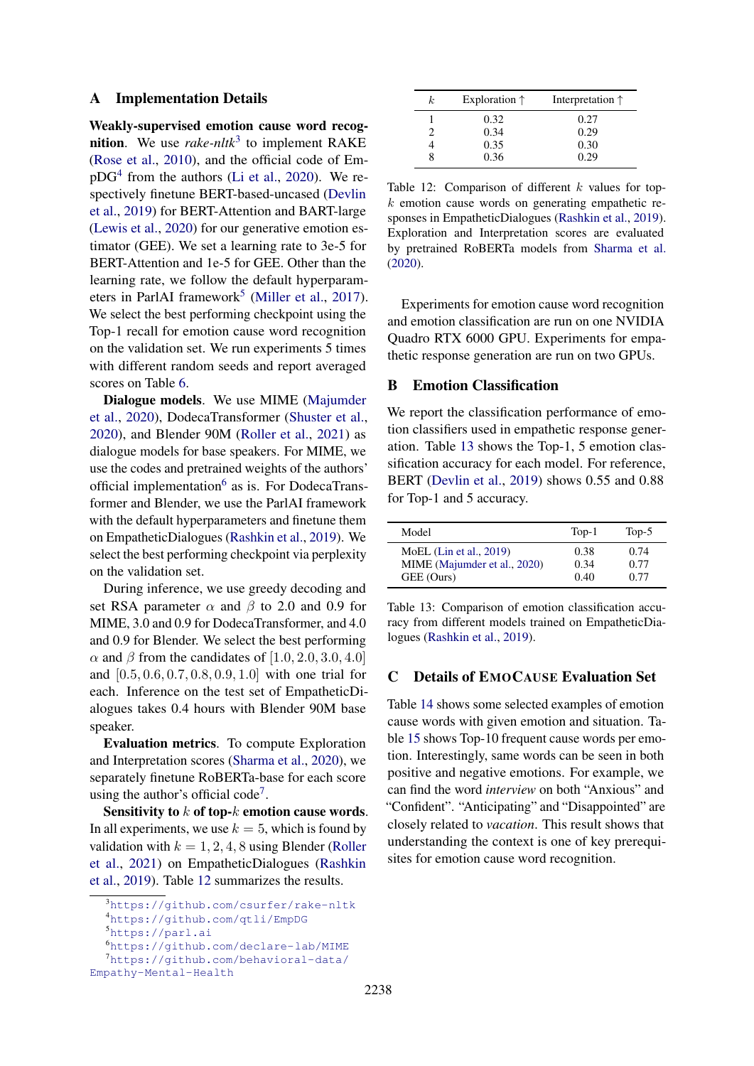## A Implementation Details

**Weakly-supervised emotion cause word recognition**. We use *rake-nltk*[3] to implement RAKE (Rose et al., 2010), and the official code of EmpDG[4] from the authors (Li et al., 2020). We respectively finetune BERT-based-uncased (Devlin et al., 2019) for BERT-Attention and BART-large (Lewis et al., 2020) for our generative emotion estimator (GEE). We set a learning rate to 3e-5 for BERT-Attention and 1e-5 for GEE. Other than the learning rate, we follow the default hyperparameters in ParlAI framework[5] (Miller et al., 2017). We select the best performing checkpoint using the Top-1 recall for emotion cause word recognition on the validation set. We run experiments 5 times with different random seeds and report averaged scores on Table 6.

**Dialogue models**. We use MIME (Majumder et al., 2020), DodecaTransformer (Shuster et al., 2020), and Blender 90M (Roller et al., 2021) as dialogue models for base speakers. For MIME, we use the codes and pretrained weights of the authors' official implementation[6] as is. For DodecaTransformer and Blender, we use the ParlAI framework with the default hyperparameters and finetune them on EmpatheticDialogues (Rashkin et al., 2019). We select the best performing checkpoint via perplexity on the validation set.

During inference, we use greedy decoding and set RSA parameter $\alpha$ and $\beta$ to 2.0 and 0.9 for MIME, 3.0 and 0.9 for DodecaTransformer, and 4.0 and 0.9 for Blender. We select the best performing $\alpha$ and $\beta$ from the candidates of $[1.0, 2.0, 3.0, 4.0]$ and $[0.5, 0.6, 0.7, 0.8, 0.9, 1.0]$ with one trial for each. Inference on the test set of EmpatheticDialogues takes 0.4 hours with Blender 90M base speaker.

**Evaluation metrics**. To compute Exploration and Interpretation scores (Sharma et al., 2020), we separately finetune RoBERTa-base for each score using the author's official code[7].

**Sensitivity to $k$ of top-$k$ emotion cause words**. In all experiments, we use $k = 5$, which is found by validation with $k = 1, 2, 4, 8$ using Blender (Roller et al., 2021) on EmpatheticDialogues (Rashkin et al., 2019). Table 12 summarizes the results.

| $k$ | Exploration ↑ | Interpretation ↑ |
|---|---|---|
| 1 | 0.32 | 0.27 |
| 2 | 0.34 | 0.29 |
| 4 | 0.35 | 0.30 |
| 8 | 0.36 | 0.29 |

Table 12: Comparison of different $k$ values for top-$k$ emotion cause words on generating empathetic responses in EmpatheticDialogues (Rashkin et al., 2019). Exploration and Interpretation scores are evaluated by pretrained RoBERTa models from Sharma et al. (2020).

Experiments for emotion cause word recognition and emotion classification are run on one NVIDIA Quadro RTX 6000 GPU. Experiments for empathetic response generation are run on two GPUs.

## B Emotion Classification

We report the classification performance of emotion classifiers used in empathetic response generation. Table 13 shows the Top-1, 5 emotion classification accuracy for each model. For reference, BERT (Devlin et al., 2019) shows 0.55 and 0.88 for Top-1 and 5 accuracy.

| Model | Top-1 | Top-5 |
|---|---|---|
| MoEL (Lin et al., 2019) | 0.38 | 0.74 |
| MIME (Majumder et al., 2020) | 0.34 | 0.77 |
| GEE (Ours) | 0.40 | 0.77 |

Table 13: Comparison of emotion classification accuracy from different models trained on EmpatheticDialogues (Rashkin et al., 2019).

## C Details of EmoCause Evaluation Set

Table 14 shows some selected examples of emotion cause words with given emotion and situation. Table 15 shows Top-10 frequent cause words per emotion. Interestingly, same words can be seen in both positive and negative emotions. For example, we can find the word *interview* on both "Anxious" and "Confident". "Anticipating" and "Disappointed" are closely related to *vacation*. This result shows that understanding the context is one of key prerequisites for emotion cause word recognition.

---

[3] https://github.com/csurfer/rake-nltk
[4] https://github.com/qtli/EmpDG
[5] https://parl.ai
[6] https://github.com/declare-lab/MIME
[7] https://github.com/behavioral-data/Empathy-Mental-Health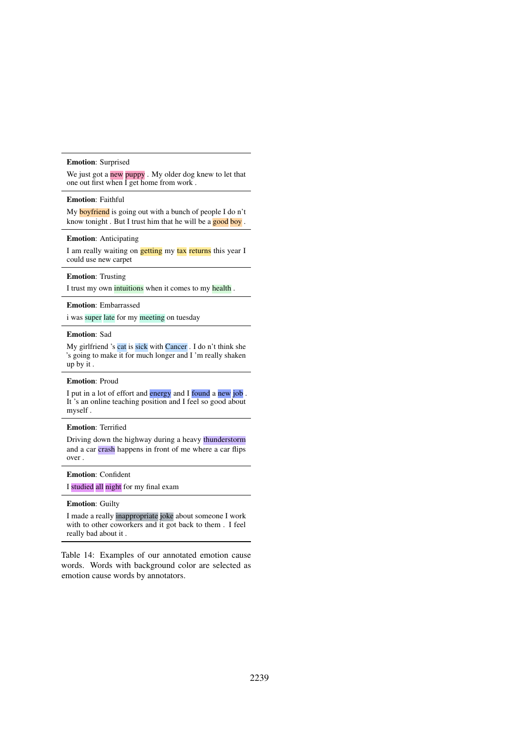| **Emotion**: Surprised |
|---|
| We just got a new puppy . My older dog knew to let that one out first when I get home from work . |
| **Emotion**: Faithful |
| My boyfriend is going out with a bunch of people I do n't know tonight . But I trust him that he will be a good boy . |
| **Emotion**: Anticipating |
| I am really waiting on getting my tax returns this year I could use new carpet |
| **Emotion**: Trusting |
| I trust my own intuitions when it comes to my health . |
| **Emotion**: Embarrassed |
| i was super late for my meeting on tuesday |
| **Emotion**: Sad |
| My girlfriend 's cat is sick with Cancer . I do n't think she 's going to make it for much longer and I 'm really shaken up by it . |
| **Emotion**: Proud |
| I put in a lot of effort and energy and I found a new job . It 's an online teaching position and I feel so good about myself . |
| **Emotion**: Terrified |
| Driving down the highway during a heavy thunderstorm and a car crash happens in front of me where a car flips over . |
| **Emotion**: Confident |
| I studied all night for my final exam |
| **Emotion**: Guilty |
| I made a really inappropriate joke about someone I work with to other coworkers and it got back to them . I feel really bad about it . |

Table 14: Examples of our annotated emotion cause words. Words with background color are selected as emotion cause words by annotators.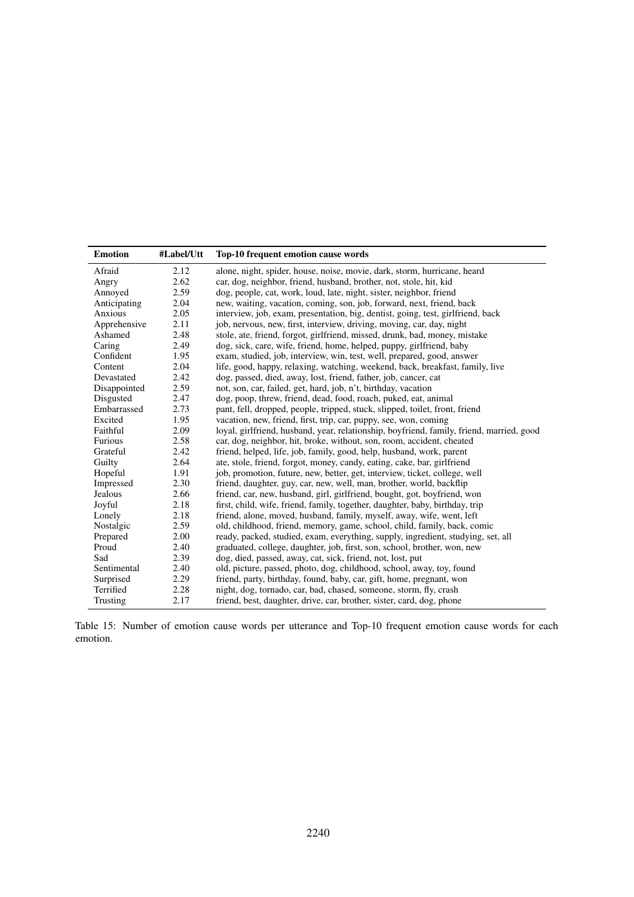| Emotion | #Label/Utt | Top-10 frequent emotion cause words |
|---|---|---|
| Afraid | 2.12 | alone, night, spider, house, noise, movie, dark, storm, hurricane, heard |
| Angry | 2.62 | car, dog, neighbor, friend, husband, brother, not, stole, hit, kid |
| Annoyed | 2.59 | dog, people, cat, work, loud, late, night, sister, neighbor, friend |
| Anticipating | 2.04 | new, waiting, vacation, coming, son, job, forward, next, friend, back |
| Anxious | 2.05 | interview, job, exam, presentation, big, dentist, going, test, girlfriend, back |
| Apprehensive | 2.11 | job, nervous, new, first, interview, driving, moving, car, day, night |
| Ashamed | 2.48 | stole, ate, friend, forgot, girlfriend, missed, drunk, bad, money, mistake |
| Caring | 2.49 | dog, sick, care, wife, friend, home, helped, puppy, girlfriend, baby |
| Confident | 1.95 | exam, studied, job, interview, win, test, well, prepared, good, answer |
| Content | 2.04 | life, good, happy, relaxing, watching, weekend, back, breakfast, family, live |
| Devastated | 2.42 | dog, passed, died, away, lost, friend, father, job, cancer, cat |
| Disappointed | 2.59 | not, son, car, failed, get, hard, job, n't, birthday, vacation |
| Disgusted | 2.47 | dog, poop, threw, friend, dead, food, roach, puked, eat, animal |
| Embarrassed | 2.73 | pant, fell, dropped, people, tripped, stuck, slipped, toilet, front, friend |
| Excited | 1.95 | vacation, new, friend, first, trip, car, puppy, see, won, coming |
| Faithful | 2.09 | loyal, girlfriend, husband, year, relationship, boyfriend, family, friend, married, good |
| Furious | 2.58 | car, dog, neighbor, hit, broke, without, son, room, accident, cheated |
| Grateful | 2.42 | friend, helped, life, job, family, good, help, husband, work, parent |
| Guilty | 2.64 | ate, stole, friend, forgot, money, candy, eating, cake, bar, girlfriend |
| Hopeful | 1.91 | job, promotion, future, new, better, get, interview, ticket, college, well |
| Impressed | 2.30 | friend, daughter, guy, car, new, well, man, brother, world, backflip |
| Jealous | 2.66 | friend, car, new, husband, girl, girlfriend, bought, got, boyfriend, won |
| Joyful | 2.18 | first, child, wife, friend, family, together, daughter, baby, birthday, trip |
| Lonely | 2.18 | friend, alone, moved, husband, family, myself, away, wife, went, left |
| Nostalgic | 2.59 | old, childhood, friend, memory, game, school, child, family, back, comic |
| Prepared | 2.00 | ready, packed, studied, exam, everything, supply, ingredient, studying, set, all |
| Proud | 2.40 | graduated, college, daughter, job, first, son, school, brother, won, new |
| Sad | 2.39 | dog, died, passed, away, cat, sick, friend, not, lost, put |
| Sentimental | 2.40 | old, picture, passed, photo, dog, childhood, school, away, toy, found |
| Surprised | 2.29 | friend, party, birthday, found, baby, car, gift, home, pregnant, won |
| Terrified | 2.28 | night, dog, tornado, car, bad, chased, someone, storm, fly, crash |
| Trusting | 2.17 | friend, best, daughter, drive, car, brother, sister, card, dog, phone |

Table 15: Number of emotion cause words per utterance and Top-10 frequent emotion cause words for each emotion.